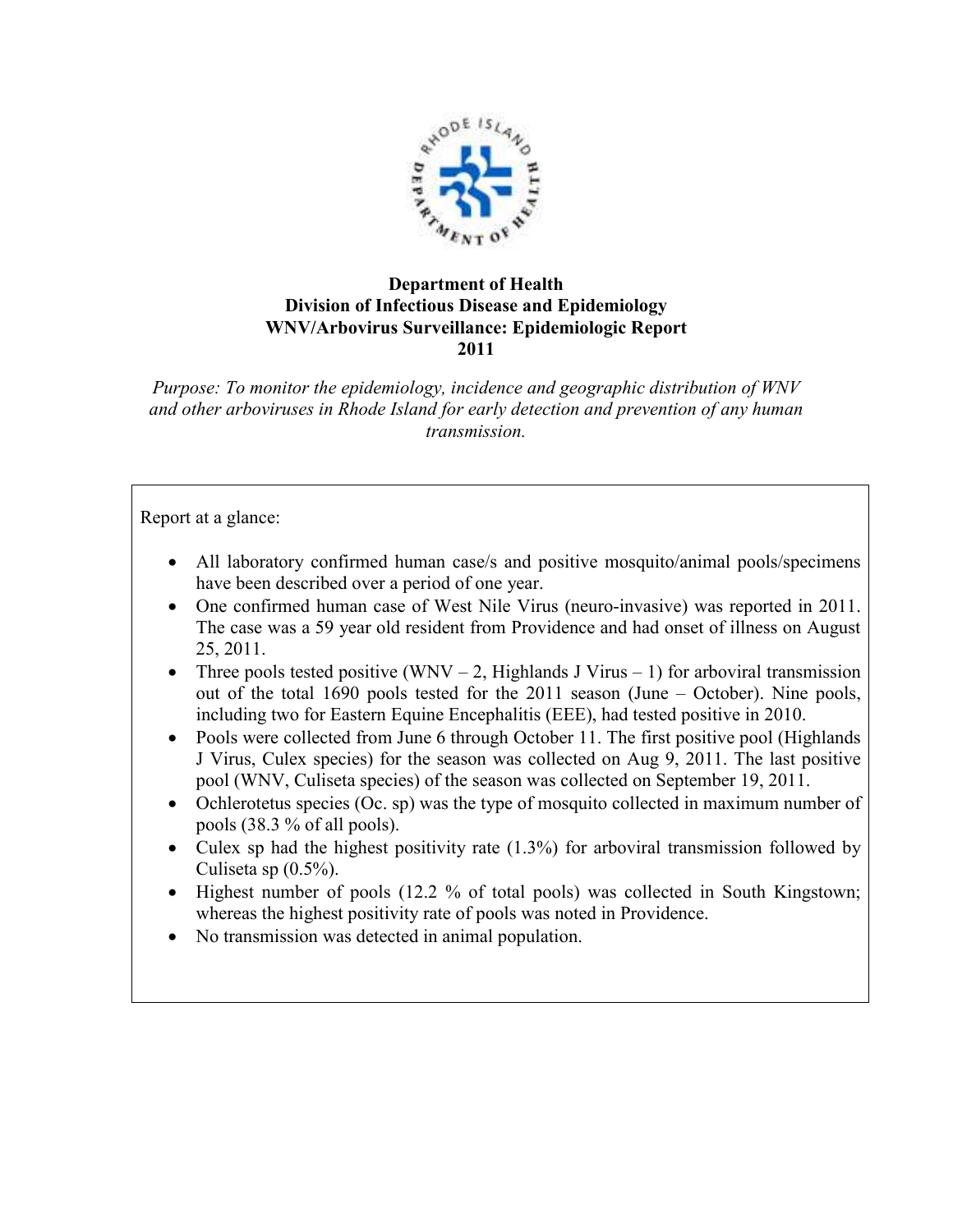**Department of Health**
**Division of Infectious Disease and Epidemiology**
**WNV/Arbovirus Surveillance: Epidemiologic Report**
**2011**

*Purpose: To monitor the epidemiology, incidence and geographic distribution of WNV and other arboviruses in Rhode Island for early detection and prevention of any human transmission.*

Report at a glance:

- All laboratory confirmed human case/s and positive mosquito/animal pools/specimens have been described over a period of one year.
- One confirmed human case of West Nile Virus (neuro-invasive) was reported in 2011. The case was a 59 year old resident from Providence and had onset of illness on August 25, 2011.
- Three pools tested positive (WNV – 2, Highlands J Virus – 1) for arboviral transmission out of the total 1690 pools tested for the 2011 season (June – October). Nine pools, including two for Eastern Equine Encephalitis (EEE), had tested positive in 2010.
- Pools were collected from June 6 through October 11. The first positive pool (Highlands J Virus, Culex species) for the season was collected on Aug 9, 2011. The last positive pool (WNV, Culiseta species) of the season was collected on September 19, 2011.
- Ochlerotetus species (Oc. sp) was the type of mosquito collected in maximum number of pools (38.3 % of all pools).
- Culex sp had the highest positivity rate (1.3%) for arboviral transmission followed by Culiseta sp (0.5%).
- Highest number of pools (12.2 % of total pools) was collected in South Kingstown; whereas the highest positivity rate of pools was noted in Providence.
- No transmission was detected in animal population.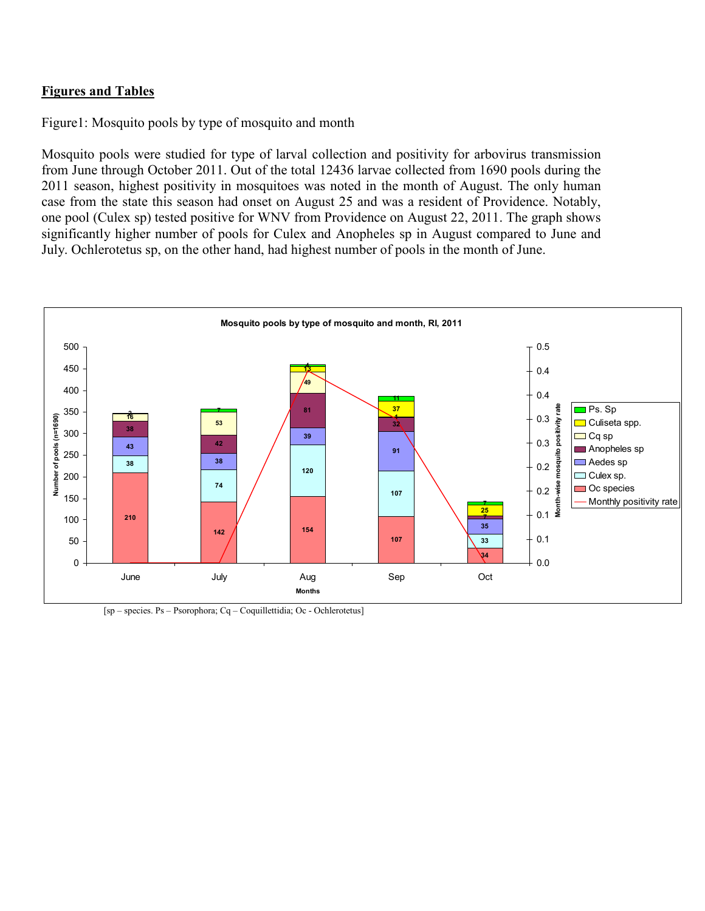## Figures and Tables

Figure1: Mosquito pools by type of mosquito and month

Mosquito pools were studied for type of larval collection and positivity for arbovirus transmission from June through October 2011. Out of the total 12436 larvae collected from 1690 pools during the 2011 season, highest positivity in mosquitoes was noted in the month of August. The only human case from the state this season had onset on August 25 and was a resident of Providence. Notably, one pool (Culex sp) tested positive for WNV from Providence on August 22, 2011. The graph shows significantly higher number of pools for Culex and Anopheles sp in August compared to June and July. Ochlerotetus sp, on the other hand, had highest number of pools in the month of June.

[sp – species. Ps – Psorophora; Cq – Coquillettidia; Oc - Ochlerotetus]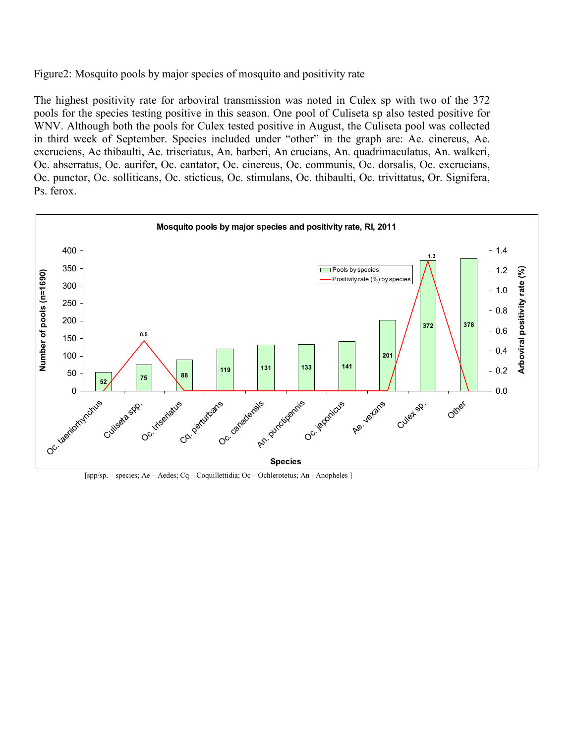Figure2: Mosquito pools by major species of mosquito and positivity rate

The highest positivity rate for arboviral transmission was noted in Culex sp with two of the 372 pools for the species testing positive in this season. One pool of Culiseta sp also tested positive for WNV. Although both the pools for Culex tested positive in August, the Culiseta pool was collected in third week of September. Species included under "other" in the graph are: Ae. cinereus, Ae. excruciens, Ae thibaulti, Ae. triseriatus, An. barberi, An crucians, An. quadrimaculatus, An. walkeri, Oc. abserratus, Oc. aurifer, Oc. cantator, Oc. cinereus, Oc. communis, Oc. dorsalis, Oc. excrucians, Oc. punctor, Oc. sollicitans, Oc. sticticus, Oc. stimulans, Oc. thibaulti, Oc. trivittatus, Or. Signifera, Ps. ferox.

**Mosquito pools by major species and positivity rate, RI, 2011**

| Species | Pools by species | Positivity rate (%) by species |
|---|---|---|
| Oc. taeniorhynchus | 52 | 0.0 |
| Culiseta spp. | 75 | 0.5 |
| Oc. triseriatus | 88 | 0.0 |
| Cq. perturbans | 119 | 0.0 |
| Oc. canadensis | 131 | 0.0 |
| An. punctipennis | 133 | 0.0 |
| Oc. japonicus | 141 | 0.0 |
| Ae. vexans | 201 | 0.0 |
| Culex sp. | 372 | 1.3 |
| Other | 378 | 0.0 |

Number of pools (n=1690); Arboviral positivity rate (%)

[spp/sp. – species; Ae – Aedes; Cq – Coquillettidia; Oc – Ochlerotetus; An - Anopheles ]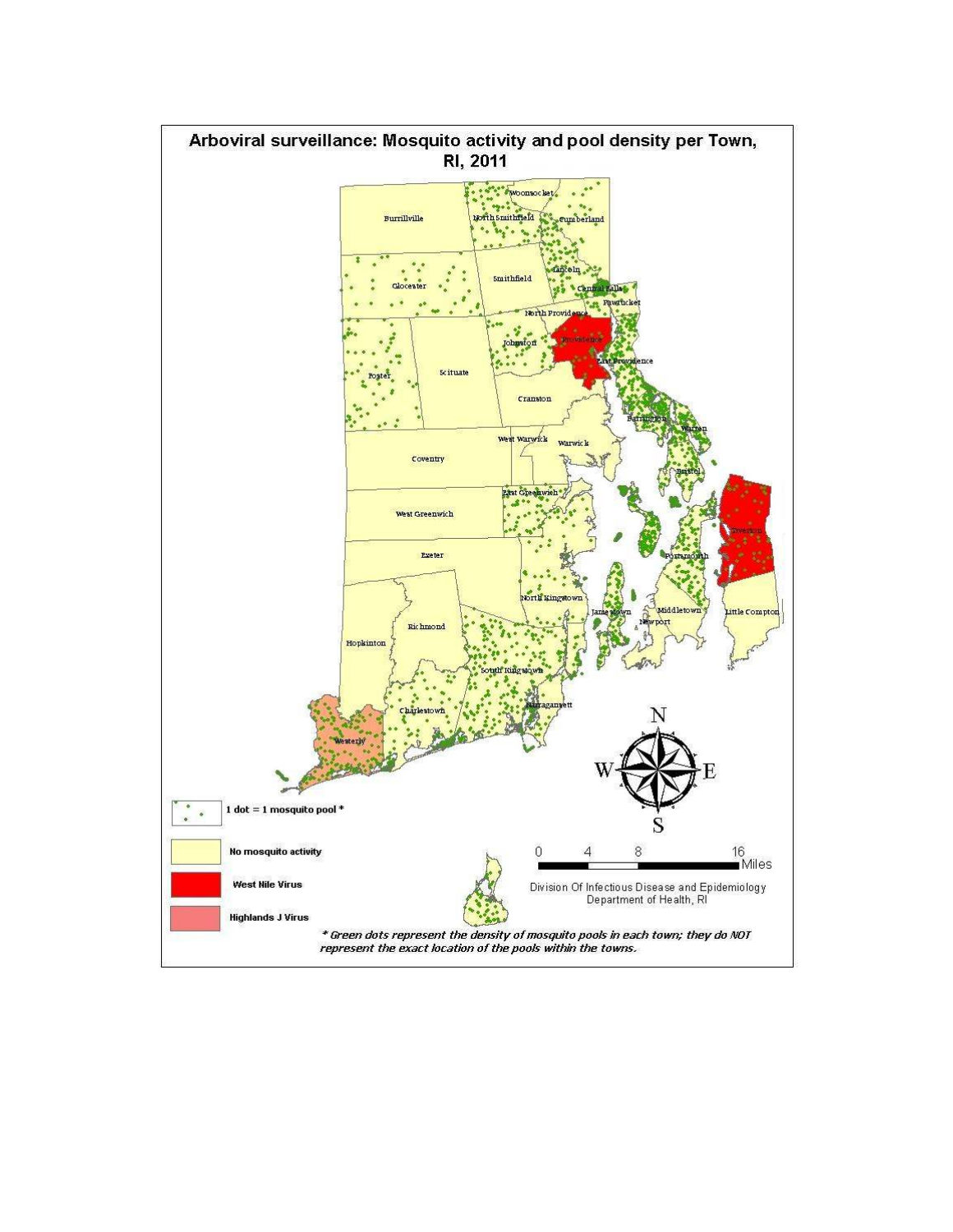## Arboviral surveillance: Mosquito activity and pool density per Town, RI, 2011

Burrillville
Woonsocket
North Smithfield
Cumberland
Glocester
Smithfield
Lincoln
Central Falls
Pawtucket
North Providence
Johnston
Providence
East Providence
Foster
Scituate
Cranston
Barrington
Warren
West Warwick
Warwick
Coventry
Bristol
East Greenwich
West Greenwich
Tiverton
Exeter
Portsmouth
North Kingstown
Jamestown
Middletown
Newport
Little Compton
Richmond
Hopkinton
South Kingstown
Charlestown
Narragansett
Westerly

1 dot = 1 mosquito pool *

No mosquito activity

West Nile Virus

Highlands J Virus

0 4 8 16 Miles

Division Of Infectious Disease and Epidemiology
Department of Health, RI

*\* Green dots represent the density of mosquito pools in each town; they do NOT represent the exact location of the pools within the towns.*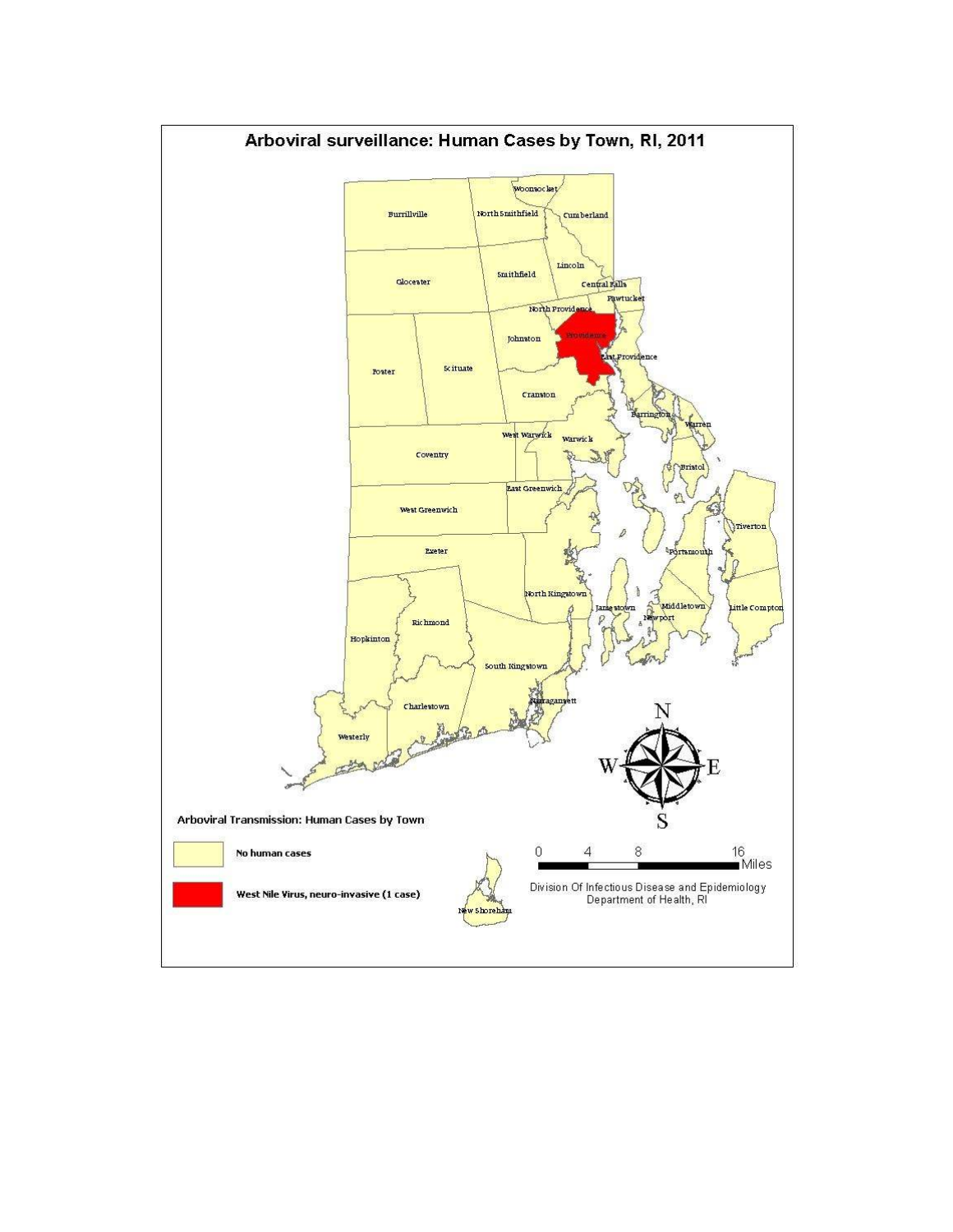# Arboviral surveillance: Human Cases by Town, RI, 2011

Woonsocket
North Smithfield
Cumberland
Burrillville
Lincoln
Smithfield
Glocester
Central Falls
Pawtucket
North Providence
Providence
Johnston
East Providence
Scituate
Foster
Cranston
Barrington
Warren
West Warwick
Warwick
Coventry
Bristol
East Greenwich
West Greenwich
Tiverton
Portsmouth
Exeter
North Kingstown
Jamestown
Middletown
Newport
Little Compton
Richmond
Hopkinton
South Kingstown
Narragansett
Charlestown
Westerly
New Shoreham

N
W
E
S

**Arboviral Transmission: Human Cases by Town**

| Legend | |
|---|---|
| Yellow | **No human cases** |
| Red | **West Nile Virus, neuro-invasive (1 case)** |

0 4 8 16 Miles

Division Of Infectious Disease and Epidemiology
Department of Health, RI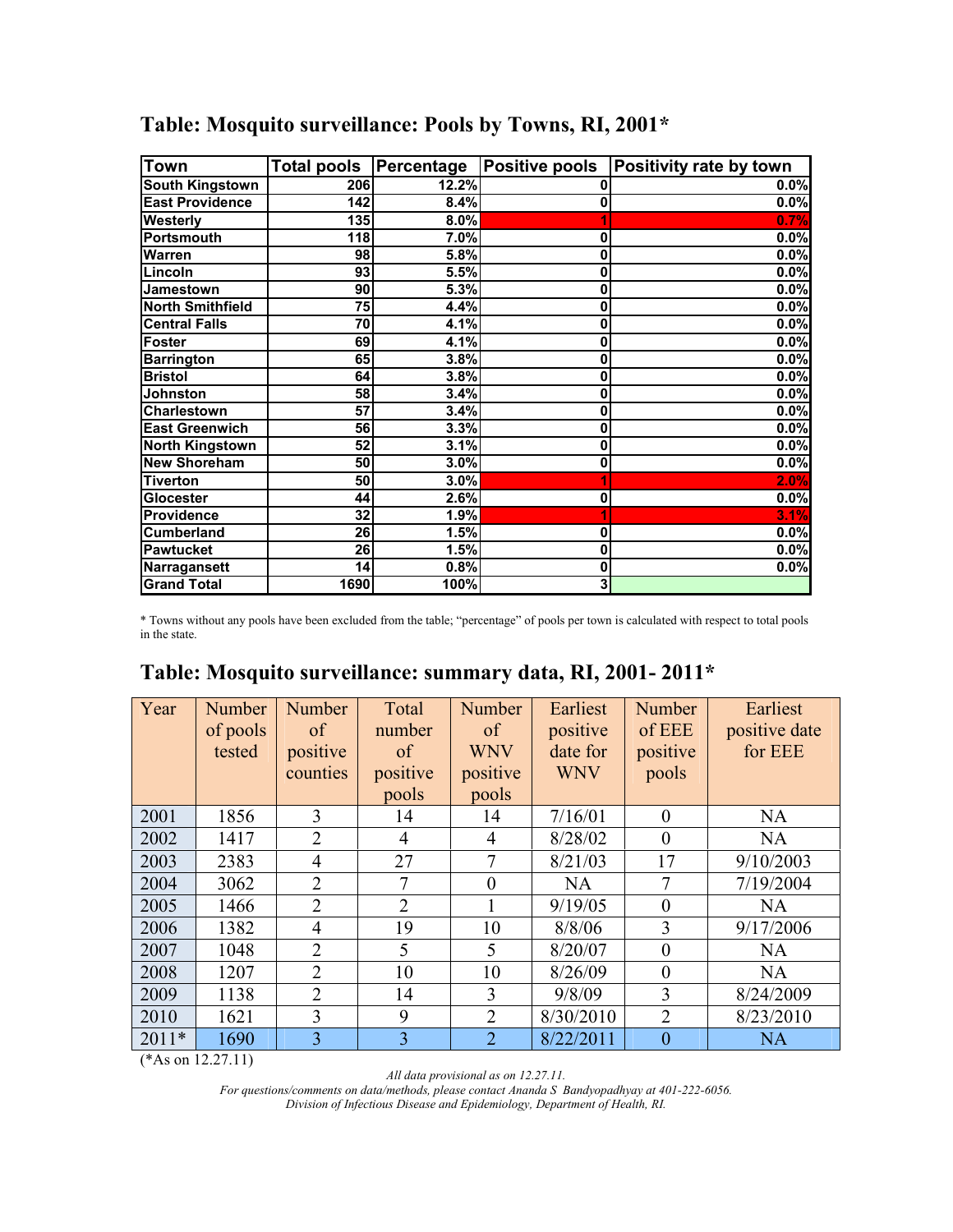## Table: Mosquito surveillance: Pools by Towns, RI, 2001*

| Town | Total pools | Percentage | Positive pools | Positivity rate by town |
|---|---|---|---|---|
| South Kingstown | 206 | 12.2% | 0 | 0.0% |
| East Providence | 142 | 8.4% | 0 | 0.0% |
| Westerly | 135 | 8.0% | 1 | 0.7% |
| Portsmouth | 118 | 7.0% | 0 | 0.0% |
| Warren | 98 | 5.8% | 0 | 0.0% |
| Lincoln | 93 | 5.5% | 0 | 0.0% |
| Jamestown | 90 | 5.3% | 0 | 0.0% |
| North Smithfield | 75 | 4.4% | 0 | 0.0% |
| Central Falls | 70 | 4.1% | 0 | 0.0% |
| Foster | 69 | 4.1% | 0 | 0.0% |
| Barrington | 65 | 3.8% | 0 | 0.0% |
| Bristol | 64 | 3.8% | 0 | 0.0% |
| Johnston | 58 | 3.4% | 0 | 0.0% |
| Charlestown | 57 | 3.4% | 0 | 0.0% |
| East Greenwich | 56 | 3.3% | 0 | 0.0% |
| North Kingstown | 52 | 3.1% | 0 | 0.0% |
| New Shoreham | 50 | 3.0% | 0 | 0.0% |
| Tiverton | 50 | 3.0% | 1 | 2.0% |
| Glocester | 44 | 2.6% | 0 | 0.0% |
| Providence | 32 | 1.9% | 1 | 3.1% |
| Cumberland | 26 | 1.5% | 0 | 0.0% |
| Pawtucket | 26 | 1.5% | 0 | 0.0% |
| Narragansett | 14 | 0.8% | 0 | 0.0% |
| Grand Total | 1690 | 100% | 3 | |

* Towns without any pools have been excluded from the table; "percentage" of pools per town is calculated with respect to total pools in the state.

## Table: Mosquito surveillance: summary data, RI, 2001- 2011*

| Year | Number of pools tested | Number of positive counties | Total number of positive pools | Number of WNV positive pools | Earliest positive date for WNV | Number of EEE positive pools | Earliest positive date for EEE |
|---|---|---|---|---|---|---|---|
| 2001 | 1856 | 3 | 14 | 14 | 7/16/01 | 0 | NA |
| 2002 | 1417 | 2 | 4 | 4 | 8/28/02 | 0 | NA |
| 2003 | 2383 | 4 | 27 | 7 | 8/21/03 | 17 | 9/10/2003 |
| 2004 | 3062 | 2 | 7 | 0 | NA | 7 | 7/19/2004 |
| 2005 | 1466 | 2 | 2 | 1 | 9/19/05 | 0 | NA |
| 2006 | 1382 | 4 | 19 | 10 | 8/8/06 | 3 | 9/17/2006 |
| 2007 | 1048 | 2 | 5 | 5 | 8/20/07 | 0 | NA |
| 2008 | 1207 | 2 | 10 | 10 | 8/26/09 | 0 | NA |
| 2009 | 1138 | 2 | 14 | 3 | 9/8/09 | 3 | 8/24/2009 |
| 2010 | 1621 | 3 | 9 | 2 | 8/30/2010 | 2 | 8/23/2010 |
| 2011* | 1690 | 3 | 3 | 2 | 8/22/2011 | 0 | NA |

(*As on 12.27.11)

*All data provisional as on 12.27.11.*

*For questions/comments on data/methods, please contact Ananda S Bandyopadhyay at 401-222-6056.*

*Division of Infectious Disease and Epidemiology, Department of Health, RI.*